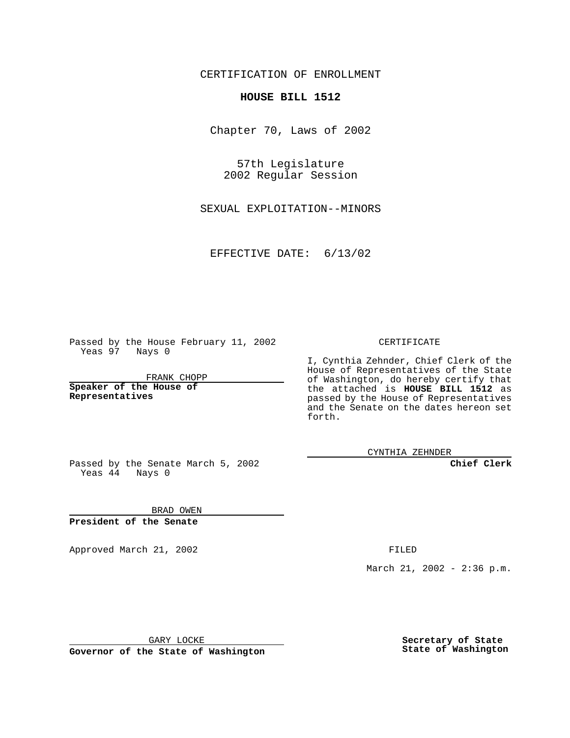CERTIFICATION OF ENROLLMENT

**HOUSE BILL 1512**

Chapter 70, Laws of 2002

57th Legislature
2002 Regular Session

SEXUAL EXPLOITATION--MINORS

EFFECTIVE DATE: 6/13/02

Passed by the House February 11, 2002
Yeas 97 Nays 0

FRANK CHOPP

**Speaker of the House of Representatives**

Passed by the Senate March 5, 2002
Yeas 44 Nays 0

BRAD OWEN

**President of the Senate**

Approved March 21, 2002

GARY LOCKE

**Governor of the State of Washington**

CERTIFICATE

I, Cynthia Zehnder, Chief Clerk of the House of Representatives of the State of Washington, do hereby certify that the attached is **HOUSE BILL 1512** as passed by the House of Representatives and the Senate on the dates hereon set forth.

CYNTHIA ZEHNDER

**Chief Clerk**

FILED

March 21, 2002 - 2:36 p.m.

**Secretary of State**
**State of Washington**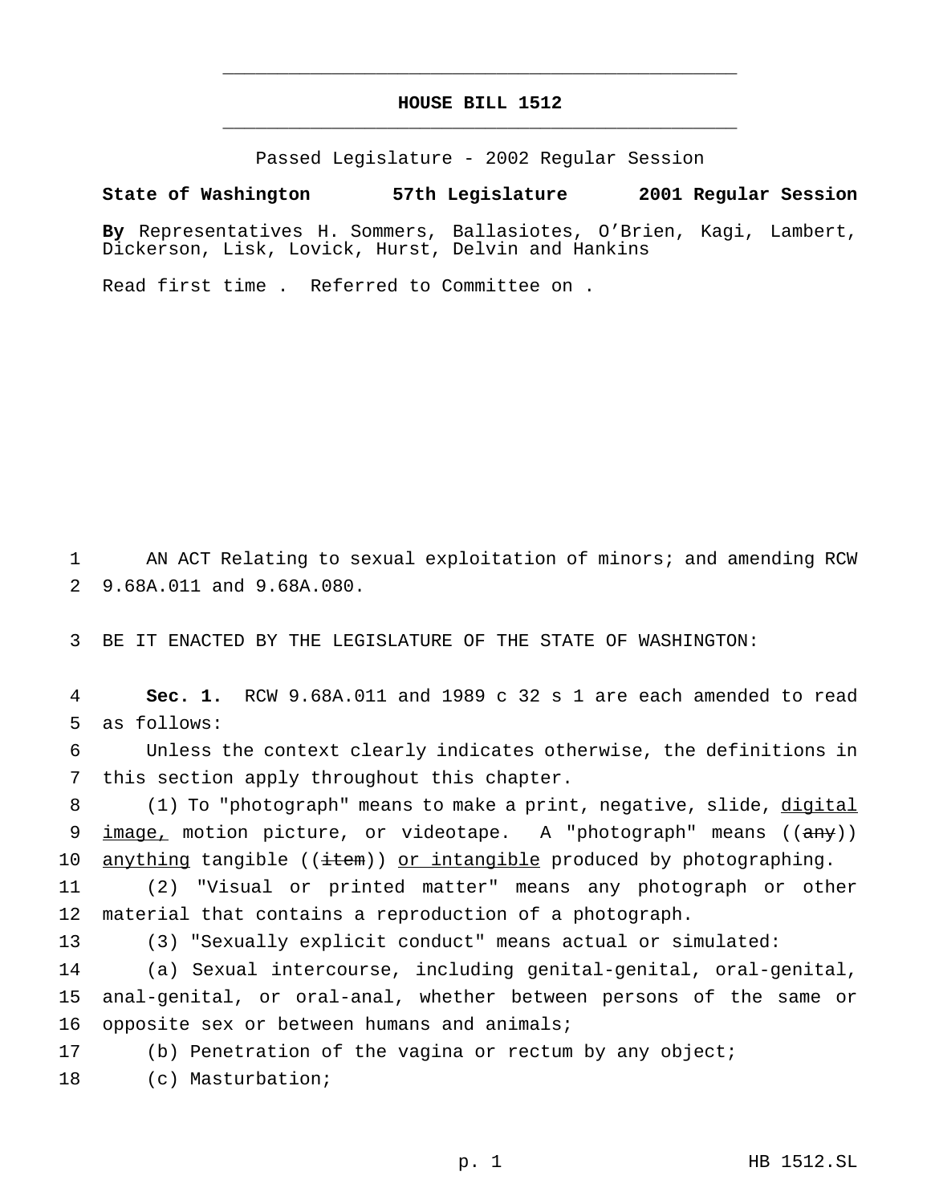# HOUSE BILL 1512

Passed Legislature - 2002 Regular Session

**State of Washington 57th Legislature 2001 Regular Session**

**By** Representatives H. Sommers, Ballasiotes, O'Brien, Kagi, Lambert, Dickerson, Lisk, Lovick, Hurst, Delvin and Hankins

Read first time . Referred to Committee on .

1 AN ACT Relating to sexual exploitation of minors; and amending RCW
2 9.68A.011 and 9.68A.080.

3 BE IT ENACTED BY THE LEGISLATURE OF THE STATE OF WASHINGTON:

4 **Sec. 1.** RCW 9.68A.011 and 1989 c 32 s 1 are each amended to read
5 as follows:

6 Unless the context clearly indicates otherwise, the definitions in
7 this section apply throughout this chapter.

8 (1) To "photograph" means to make a print, negative, slide, <u>digital</u>
9 <u>image,</u> motion picture, or videotape. A "photograph" means ((~~any~~))
10 <u>anything</u> tangible ((~~item~~)) <u>or intangible</u> produced by photographing.

11 (2) "Visual or printed matter" means any photograph or other
12 material that contains a reproduction of a photograph.

13 (3) "Sexually explicit conduct" means actual or simulated:

14 (a) Sexual intercourse, including genital-genital, oral-genital,
15 anal-genital, or oral-anal, whether between persons of the same or
16 opposite sex or between humans and animals;

17 (b) Penetration of the vagina or rectum by any object;

18 (c) Masturbation;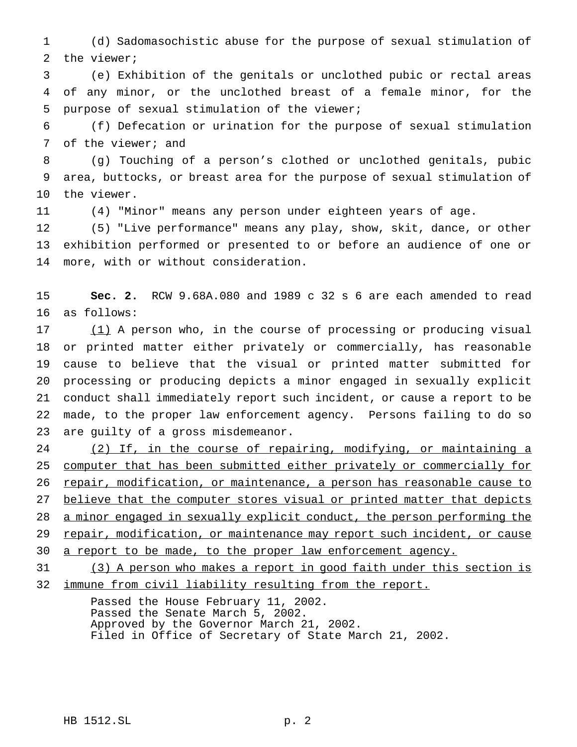(d) Sadomasochistic abuse for the purpose of sexual stimulation of the viewer;

(e) Exhibition of the genitals or unclothed pubic or rectal areas of any minor, or the unclothed breast of a female minor, for the purpose of sexual stimulation of the viewer;

(f) Defecation or urination for the purpose of sexual stimulation of the viewer; and

(g) Touching of a person's clothed or unclothed genitals, pubic area, buttocks, or breast area for the purpose of sexual stimulation of the viewer.

(4) "Minor" means any person under eighteen years of age.

(5) "Live performance" means any play, show, skit, dance, or other exhibition performed or presented to or before an audience of one or more, with or without consideration.

**Sec. 2.** RCW 9.68A.080 and 1989 c 32 s 6 are each amended to read as follows:

<u>(1)</u> A person who, in the course of processing or producing visual or printed matter either privately or commercially, has reasonable cause to believe that the visual or printed matter submitted for processing or producing depicts a minor engaged in sexually explicit conduct shall immediately report such incident, or cause a report to be made, to the proper law enforcement agency. Persons failing to do so are guilty of a gross misdemeanor.

<u>(2) If, in the course of repairing, modifying, or maintaining a computer that has been submitted either privately or commercially for repair, modification, or maintenance, a person has reasonable cause to believe that the computer stores visual or printed matter that depicts a minor engaged in sexually explicit conduct, the person performing the repair, modification, or maintenance may report such incident, or cause a report to be made, to the proper law enforcement agency.</u>

<u>(3) A person who makes a report in good faith under this section is immune from civil liability resulting from the report.</u>

Passed the House February 11, 2002.
Passed the Senate March 5, 2002.
Approved by the Governor March 21, 2002.
Filed in Office of Secretary of State March 21, 2002.